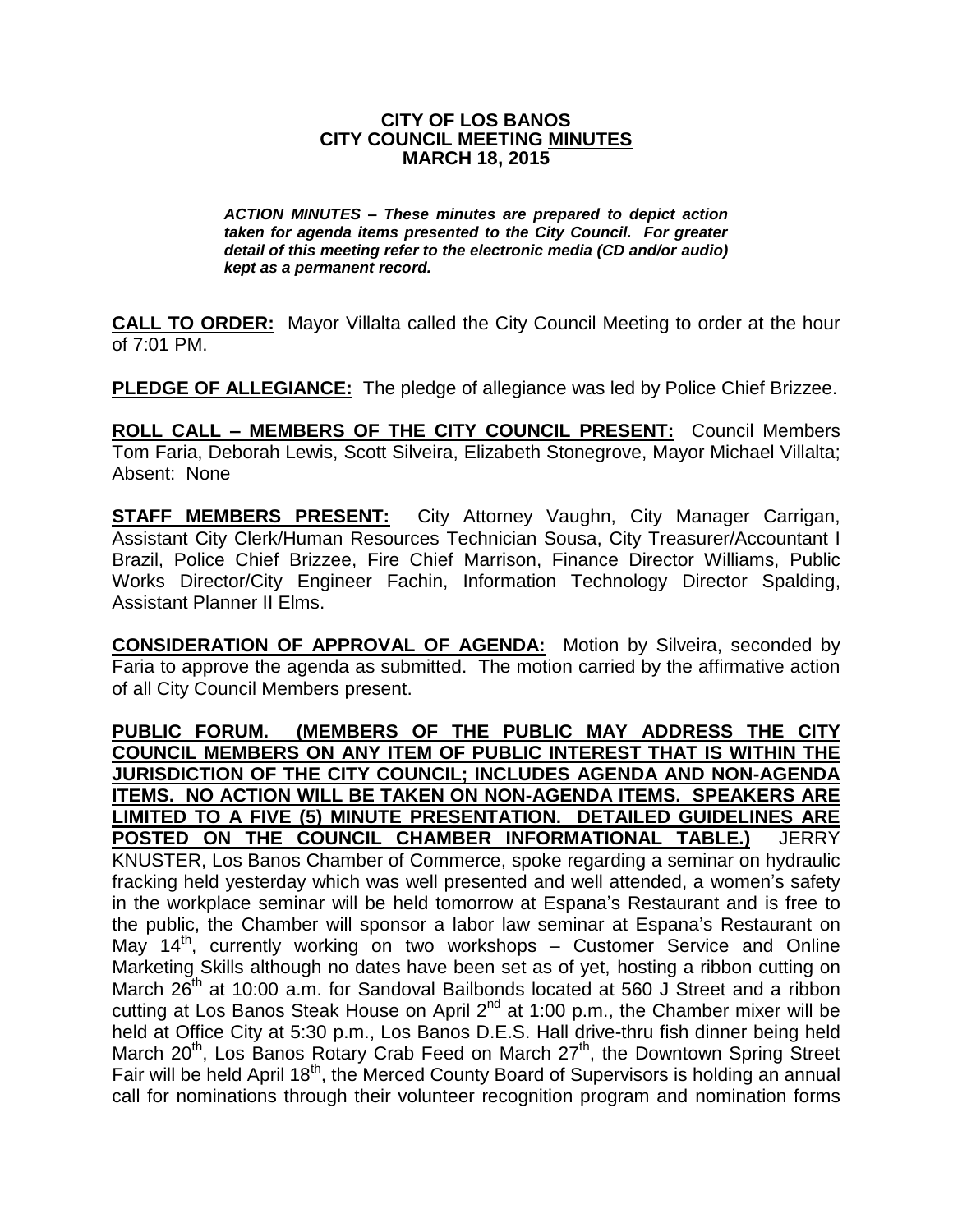# CITY OF LOS BANOS
# CITY COUNCIL MEETING MINUTES
# MARCH 18, 2015

***ACTION MINUTES – These minutes are prepared to depict action taken for agenda items presented to the City Council. For greater detail of this meeting refer to the electronic media (CD and/or audio) kept as a permanent record.***

**CALL TO ORDER:** Mayor Villalta called the City Council Meeting to order at the hour of 7:01 PM.

**PLEDGE OF ALLEGIANCE:** The pledge of allegiance was led by Police Chief Brizzee.

**ROLL CALL – MEMBERS OF THE CITY COUNCIL PRESENT:** Council Members Tom Faria, Deborah Lewis, Scott Silveira, Elizabeth Stonegrove, Mayor Michael Villalta; Absent: None

**STAFF MEMBERS PRESENT:** City Attorney Vaughn, City Manager Carrigan, Assistant City Clerk/Human Resources Technician Sousa, City Treasurer/Accountant I Brazil, Police Chief Brizzee, Fire Chief Marrison, Finance Director Williams, Public Works Director/City Engineer Fachin, Information Technology Director Spalding, Assistant Planner II Elms.

**CONSIDERATION OF APPROVAL OF AGENDA:** Motion by Silveira, seconded by Faria to approve the agenda as submitted. The motion carried by the affirmative action of all City Council Members present.

**PUBLIC FORUM. (MEMBERS OF THE PUBLIC MAY ADDRESS THE CITY COUNCIL MEMBERS ON ANY ITEM OF PUBLIC INTEREST THAT IS WITHIN THE JURISDICTION OF THE CITY COUNCIL; INCLUDES AGENDA AND NON-AGENDA ITEMS. NO ACTION WILL BE TAKEN ON NON-AGENDA ITEMS. SPEAKERS ARE LIMITED TO A FIVE (5) MINUTE PRESENTATION. DETAILED GUIDELINES ARE POSTED ON THE COUNCIL CHAMBER INFORMATIONAL TABLE.)** JERRY KNUSTER, Los Banos Chamber of Commerce, spoke regarding a seminar on hydraulic fracking held yesterday which was well presented and well attended, a women's safety in the workplace seminar will be held tomorrow at Espana's Restaurant and is free to the public, the Chamber will sponsor a labor law seminar at Espana's Restaurant on May 14th, currently working on two workshops – Customer Service and Online Marketing Skills although no dates have been set as of yet, hosting a ribbon cutting on March 26th at 10:00 a.m. for Sandoval Bailbonds located at 560 J Street and a ribbon cutting at Los Banos Steak House on April 2nd at 1:00 p.m., the Chamber mixer will be held at Office City at 5:30 p.m., Los Banos D.E.S. Hall drive-thru fish dinner being held March 20th, Los Banos Rotary Crab Feed on March 27th, the Downtown Spring Street Fair will be held April 18th, the Merced County Board of Supervisors is holding an annual call for nominations through their volunteer recognition program and nomination forms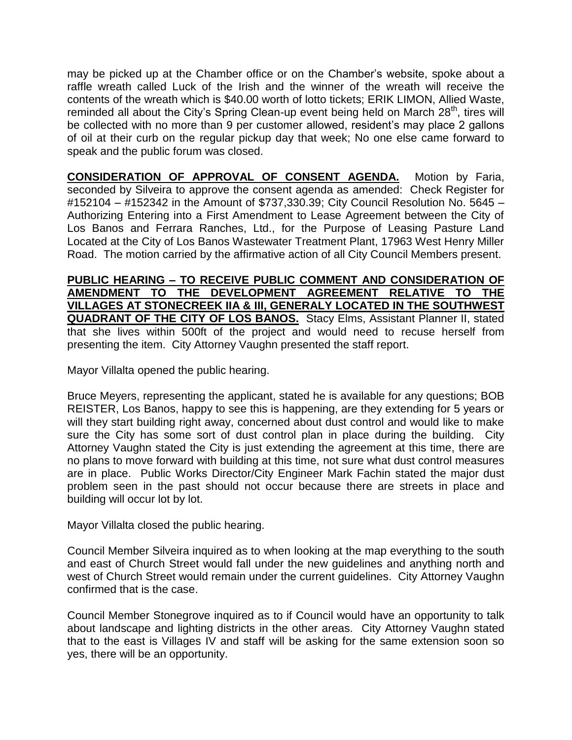may be picked up at the Chamber office or on the Chamber's website, spoke about a raffle wreath called Luck of the Irish and the winner of the wreath will receive the contents of the wreath which is $40.00 worth of lotto tickets; ERIK LIMON, Allied Waste, reminded all about the City's Spring Clean-up event being held on March 28th, tires will be collected with no more than 9 per customer allowed, resident's may place 2 gallons of oil at their curb on the regular pickup day that week; No one else came forward to speak and the public forum was closed.

**CONSIDERATION OF APPROVAL OF CONSENT AGENDA.** Motion by Faria, seconded by Silveira to approve the consent agenda as amended: Check Register for #152104 – #152342 in the Amount of $737,330.39; City Council Resolution No. 5645 – Authorizing Entering into a First Amendment to Lease Agreement between the City of Los Banos and Ferrara Ranches, Ltd., for the Purpose of Leasing Pasture Land Located at the City of Los Banos Wastewater Treatment Plant, 17963 West Henry Miller Road. The motion carried by the affirmative action of all City Council Members present.

**PUBLIC HEARING – TO RECEIVE PUBLIC COMMENT AND CONSIDERATION OF AMENDMENT TO THE DEVELOPMENT AGREEMENT RELATIVE TO THE VILLAGES AT STONECREEK IIA & III, GENERALY LOCATED IN THE SOUTHWEST QUADRANT OF THE CITY OF LOS BANOS.** Stacy Elms, Assistant Planner II, stated that she lives within 500ft of the project and would need to recuse herself from presenting the item. City Attorney Vaughn presented the staff report.

Mayor Villalta opened the public hearing.

Bruce Meyers, representing the applicant, stated he is available for any questions; BOB REISTER, Los Banos, happy to see this is happening, are they extending for 5 years or will they start building right away, concerned about dust control and would like to make sure the City has some sort of dust control plan in place during the building. City Attorney Vaughn stated the City is just extending the agreement at this time, there are no plans to move forward with building at this time, not sure what dust control measures are in place. Public Works Director/City Engineer Mark Fachin stated the major dust problem seen in the past should not occur because there are streets in place and building will occur lot by lot.

Mayor Villalta closed the public hearing.

Council Member Silveira inquired as to when looking at the map everything to the south and east of Church Street would fall under the new guidelines and anything north and west of Church Street would remain under the current guidelines. City Attorney Vaughn confirmed that is the case.

Council Member Stonegrove inquired as to if Council would have an opportunity to talk about landscape and lighting districts in the other areas. City Attorney Vaughn stated that to the east is Villages IV and staff will be asking for the same extension soon so yes, there will be an opportunity.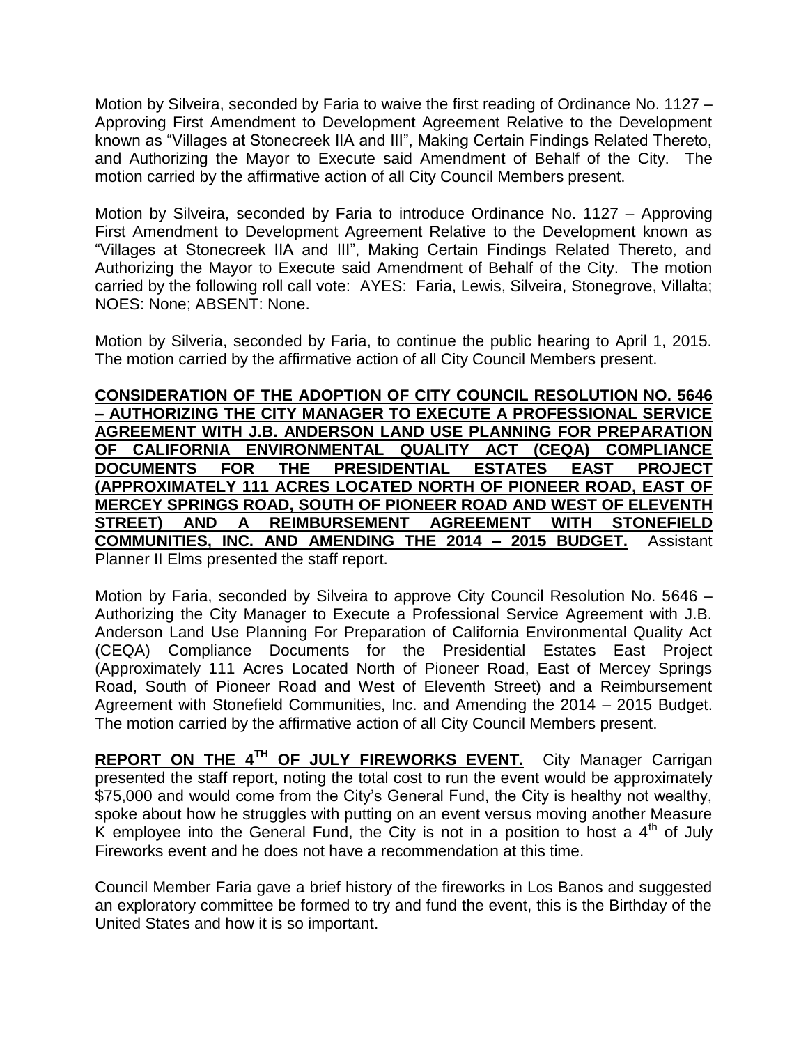Motion by Silveira, seconded by Faria to waive the first reading of Ordinance No. 1127 – Approving First Amendment to Development Agreement Relative to the Development known as "Villages at Stonecreek IIA and III", Making Certain Findings Related Thereto, and Authorizing the Mayor to Execute said Amendment of Behalf of the City. The motion carried by the affirmative action of all City Council Members present.

Motion by Silveira, seconded by Faria to introduce Ordinance No. 1127 – Approving First Amendment to Development Agreement Relative to the Development known as "Villages at Stonecreek IIA and III", Making Certain Findings Related Thereto, and Authorizing the Mayor to Execute said Amendment of Behalf of the City. The motion carried by the following roll call vote: AYES: Faria, Lewis, Silveira, Stonegrove, Villalta; NOES: None; ABSENT: None.

Motion by Silveria, seconded by Faria, to continue the public hearing to April 1, 2015. The motion carried by the affirmative action of all City Council Members present.

**CONSIDERATION OF THE ADOPTION OF CITY COUNCIL RESOLUTION NO. 5646 – AUTHORIZING THE CITY MANAGER TO EXECUTE A PROFESSIONAL SERVICE AGREEMENT WITH J.B. ANDERSON LAND USE PLANNING FOR PREPARATION OF CALIFORNIA ENVIRONMENTAL QUALITY ACT (CEQA) COMPLIANCE DOCUMENTS FOR THE PRESIDENTIAL ESTATES EAST PROJECT (APPROXIMATELY 111 ACRES LOCATED NORTH OF PIONEER ROAD, EAST OF MERCEY SPRINGS ROAD, SOUTH OF PIONEER ROAD AND WEST OF ELEVENTH STREET) AND A REIMBURSEMENT AGREEMENT WITH STONEFIELD COMMUNITIES, INC. AND AMENDING THE 2014 – 2015 BUDGET.** Assistant Planner II Elms presented the staff report.

Motion by Faria, seconded by Silveira to approve City Council Resolution No. 5646 – Authorizing the City Manager to Execute a Professional Service Agreement with J.B. Anderson Land Use Planning For Preparation of California Environmental Quality Act (CEQA) Compliance Documents for the Presidential Estates East Project (Approximately 111 Acres Located North of Pioneer Road, East of Mercey Springs Road, South of Pioneer Road and West of Eleventh Street) and a Reimbursement Agreement with Stonefield Communities, Inc. and Amending the 2014 – 2015 Budget. The motion carried by the affirmative action of all City Council Members present.

**REPORT ON THE 4TH OF JULY FIREWORKS EVENT.** City Manager Carrigan presented the staff report, noting the total cost to run the event would be approximately $75,000 and would come from the City's General Fund, the City is healthy not wealthy, spoke about how he struggles with putting on an event versus moving another Measure K employee into the General Fund, the City is not in a position to host a 4th of July Fireworks event and he does not have a recommendation at this time.

Council Member Faria gave a brief history of the fireworks in Los Banos and suggested an exploratory committee be formed to try and fund the event, this is the Birthday of the United States and how it is so important.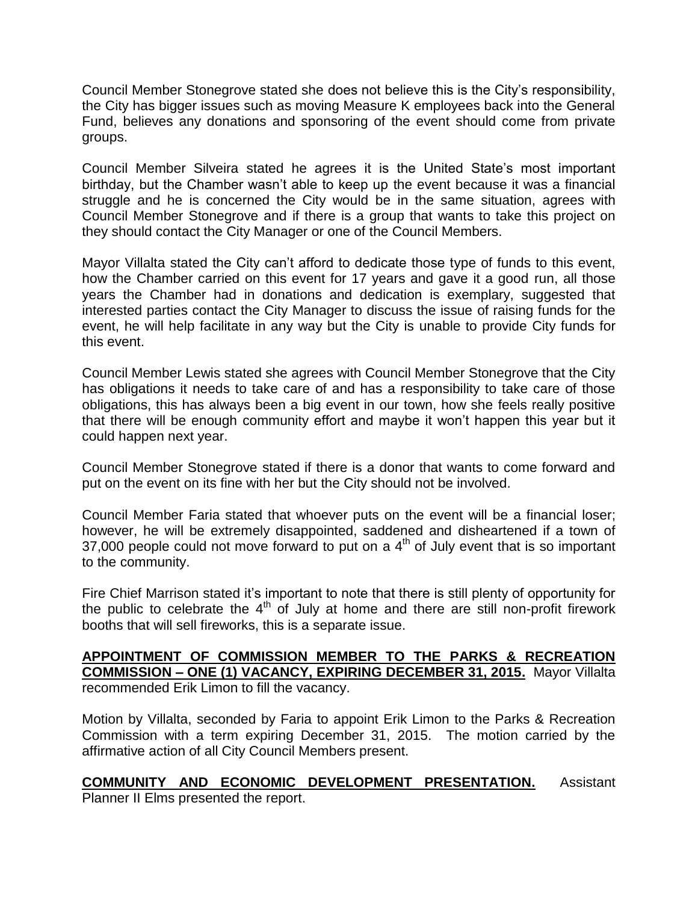Council Member Stonegrove stated she does not believe this is the City's responsibility, the City has bigger issues such as moving Measure K employees back into the General Fund, believes any donations and sponsoring of the event should come from private groups.

Council Member Silveira stated he agrees it is the United State's most important birthday, but the Chamber wasn't able to keep up the event because it was a financial struggle and he is concerned the City would be in the same situation, agrees with Council Member Stonegrove and if there is a group that wants to take this project on they should contact the City Manager or one of the Council Members.

Mayor Villalta stated the City can't afford to dedicate those type of funds to this event, how the Chamber carried on this event for 17 years and gave it a good run, all those years the Chamber had in donations and dedication is exemplary, suggested that interested parties contact the City Manager to discuss the issue of raising funds for the event, he will help facilitate in any way but the City is unable to provide City funds for this event.

Council Member Lewis stated she agrees with Council Member Stonegrove that the City has obligations it needs to take care of and has a responsibility to take care of those obligations, this has always been a big event in our town, how she feels really positive that there will be enough community effort and maybe it won't happen this year but it could happen next year.

Council Member Stonegrove stated if there is a donor that wants to come forward and put on the event on its fine with her but the City should not be involved.

Council Member Faria stated that whoever puts on the event will be a financial loser; however, he will be extremely disappointed, saddened and disheartened if a town of 37,000 people could not move forward to put on a 4th of July event that is so important to the community.

Fire Chief Marrison stated it's important to note that there is still plenty of opportunity for the public to celebrate the 4th of July at home and there are still non-profit firework booths that will sell fireworks, this is a separate issue.

**APPOINTMENT OF COMMISSION MEMBER TO THE PARKS & RECREATION COMMISSION – ONE (1) VACANCY, EXPIRING DECEMBER 31, 2015.** Mayor Villalta recommended Erik Limon to fill the vacancy.

Motion by Villalta, seconded by Faria to appoint Erik Limon to the Parks & Recreation Commission with a term expiring December 31, 2015. The motion carried by the affirmative action of all City Council Members present.

**COMMUNITY AND ECONOMIC DEVELOPMENT PRESENTATION.** Assistant Planner II Elms presented the report.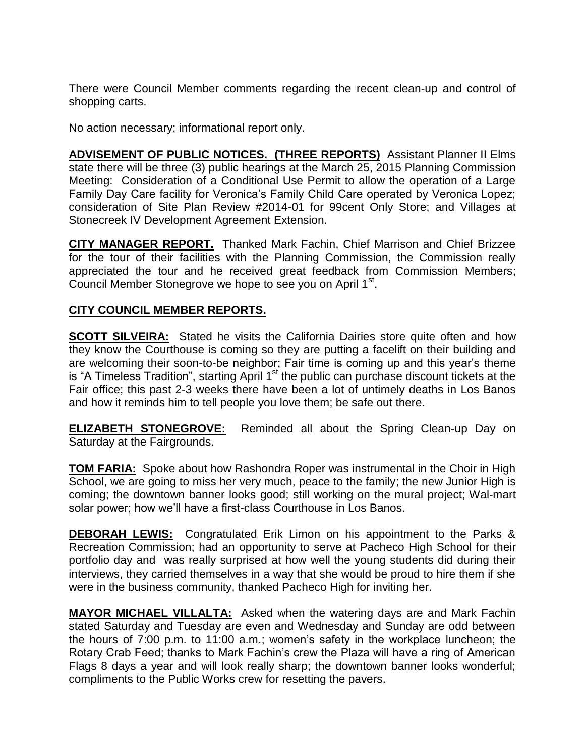There were Council Member comments regarding the recent clean-up and control of shopping carts.

No action necessary; informational report only.

**ADVISEMENT OF PUBLIC NOTICES. (THREE REPORTS)** Assistant Planner II Elms state there will be three (3) public hearings at the March 25, 2015 Planning Commission Meeting: Consideration of a Conditional Use Permit to allow the operation of a Large Family Day Care facility for Veronica's Family Child Care operated by Veronica Lopez; consideration of Site Plan Review #2014-01 for 99cent Only Store; and Villages at Stonecreek IV Development Agreement Extension.

**CITY MANAGER REPORT.** Thanked Mark Fachin, Chief Marrison and Chief Brizzee for the tour of their facilities with the Planning Commission, the Commission really appreciated the tour and he received great feedback from Commission Members; Council Member Stonegrove we hope to see you on April 1st.

**CITY COUNCIL MEMBER REPORTS.**

**SCOTT SILVEIRA:** Stated he visits the California Dairies store quite often and how they know the Courthouse is coming so they are putting a facelift on their building and are welcoming their soon-to-be neighbor; Fair time is coming up and this year's theme is "A Timeless Tradition", starting April 1st the public can purchase discount tickets at the Fair office; this past 2-3 weeks there have been a lot of untimely deaths in Los Banos and how it reminds him to tell people you love them; be safe out there.

**ELIZABETH STONEGROVE:** Reminded all about the Spring Clean-up Day on Saturday at the Fairgrounds.

**TOM FARIA:** Spoke about how Rashondra Roper was instrumental in the Choir in High School, we are going to miss her very much, peace to the family; the new Junior High is coming; the downtown banner looks good; still working on the mural project; Wal-mart solar power; how we'll have a first-class Courthouse in Los Banos.

**DEBORAH LEWIS:** Congratulated Erik Limon on his appointment to the Parks & Recreation Commission; had an opportunity to serve at Pacheco High School for their portfolio day and was really surprised at how well the young students did during their interviews, they carried themselves in a way that she would be proud to hire them if she were in the business community, thanked Pacheco High for inviting her.

**MAYOR MICHAEL VILLALTA:** Asked when the watering days are and Mark Fachin stated Saturday and Tuesday are even and Wednesday and Sunday are odd between the hours of 7:00 p.m. to 11:00 a.m.; women's safety in the workplace luncheon; the Rotary Crab Feed; thanks to Mark Fachin's crew the Plaza will have a ring of American Flags 8 days a year and will look really sharp; the downtown banner looks wonderful; compliments to the Public Works crew for resetting the pavers.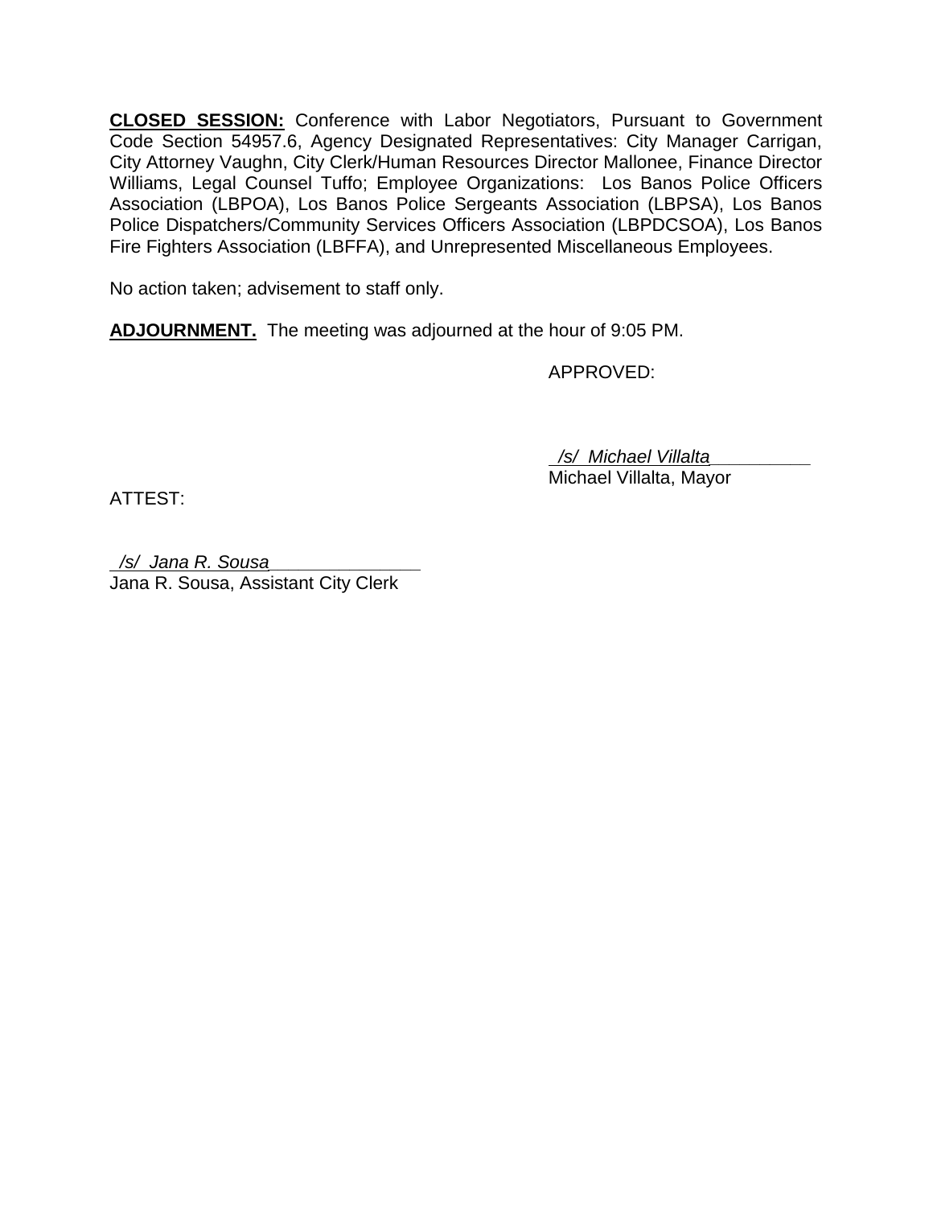**CLOSED SESSION:** Conference with Labor Negotiators, Pursuant to Government Code Section 54957.6, Agency Designated Representatives: City Manager Carrigan, City Attorney Vaughn, City Clerk/Human Resources Director Mallonee, Finance Director Williams, Legal Counsel Tuffo; Employee Organizations: Los Banos Police Officers Association (LBPOA), Los Banos Police Sergeants Association (LBPSA), Los Banos Police Dispatchers/Community Services Officers Association (LBPDCSOA), Los Banos Fire Fighters Association (LBFFA), and Unrepresented Miscellaneous Employees.

No action taken; advisement to staff only.

**ADJOURNMENT.** The meeting was adjourned at the hour of 9:05 PM.

APPROVED:

*/s/ Michael Villalta*
Michael Villalta, Mayor

ATTEST:

*/s/ Jana R. Sousa*
Jana R. Sousa, Assistant City Clerk